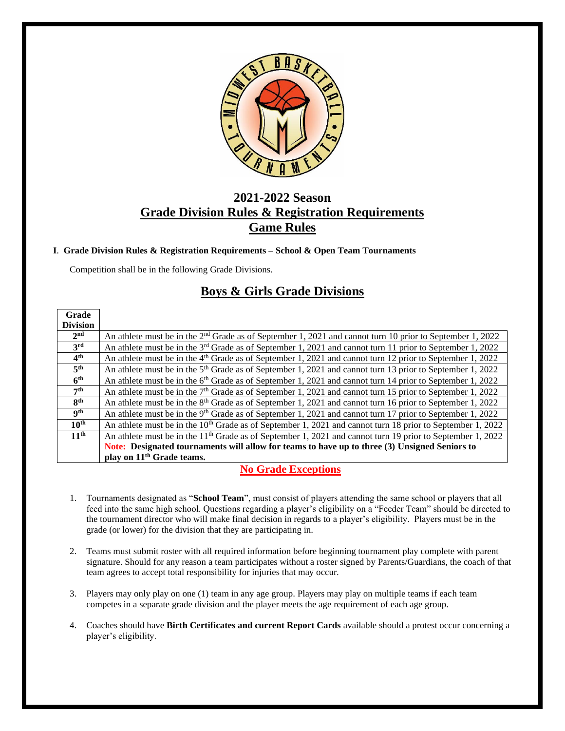## 2021-2022 Season

## Grade Division Rules & Registration Requirements

## Game Rules

**I. Grade Division Rules & Registration Requirements – School & Open Team Tournaments**

Competition shall be in the following Grade Divisions.

## Boys & Girls Grade Divisions

| Grade Division | |
|---|---|
| 2nd | An athlete must be in the 2nd Grade as of September 1, 2021 and cannot turn 10 prior to September 1, 2022 |
| 3rd | An athlete must be in the 3rd Grade as of September 1, 2021 and cannot turn 11 prior to September 1, 2022 |
| 4th | An athlete must be in the 4th Grade as of September 1, 2021 and cannot turn 12 prior to September 1, 2022 |
| 5th | An athlete must be in the 5th Grade as of September 1, 2021 and cannot turn 13 prior to September 1, 2022 |
| 6th | An athlete must be in the 6th Grade as of September 1, 2021 and cannot turn 14 prior to September 1, 2022 |
| 7th | An athlete must be in the 7th Grade as of September 1, 2021 and cannot turn 15 prior to September 1, 2022 |
| 8th | An athlete must be in the 8th Grade as of September 1, 2021 and cannot turn 16 prior to September 1, 2022 |
| 9th | An athlete must be in the 9th Grade as of September 1, 2021 and cannot turn 17 prior to September 1, 2022 |
| 10th | An athlete must be in the 10th Grade as of September 1, 2021 and cannot turn 18 prior to September 1, 2022 |
| 11th | An athlete must be in the 11th Grade as of September 1, 2021 and cannot turn 19 prior to September 1, 2022 **Note: Designated tournaments will allow for teams to have up to three (3) Unsigned Seniors to play on 11th Grade teams.** |

**No Grade Exceptions**

1. Tournaments designated as "**School Team**", must consist of players attending the same school or players that all feed into the same high school. Questions regarding a player's eligibility on a "Feeder Team" should be directed to the tournament director who will make final decision in regards to a player's eligibility. Players must be in the grade (or lower) for the division that they are participating in.

2. Teams must submit roster with all required information before beginning tournament play complete with parent signature. Should for any reason a team participates without a roster signed by Parents/Guardians, the coach of that team agrees to accept total responsibility for injuries that may occur.

3. Players may only play on one (1) team in any age group. Players may play on multiple teams if each team competes in a separate grade division and the player meets the age requirement of each age group.

4. Coaches should have **Birth Certificates and current Report Cards** available should a protest occur concerning a player's eligibility.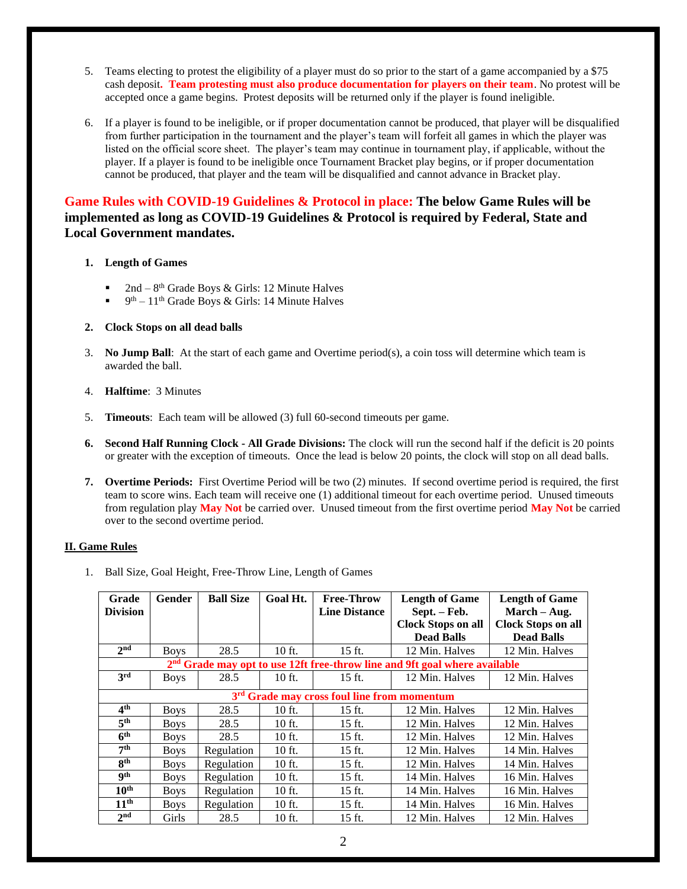5. Teams electing to protest the eligibility of a player must do so prior to the start of a game accompanied by a $75 cash deposit. **Team protesting must also produce documentation for players on their team**. No protest will be accepted once a game begins. Protest deposits will be returned only if the player is found ineligible.

6. If a player is found to be ineligible, or if proper documentation cannot be produced, that player will be disqualified from further participation in the tournament and the player's team will forfeit all games in which the player was listed on the official score sheet. The player's team may continue in tournament play, if applicable, without the player. If a player is found to be ineligible once Tournament Bracket play begins, or if proper documentation cannot be produced, that player and the team will be disqualified and cannot advance in Bracket play.

### Game Rules with COVID-19 Guidelines & Protocol in place: The below Game Rules will be implemented as long as COVID-19 Guidelines & Protocol is required by Federal, State and Local Government mandates.

1. **Length of Games**
   - 2nd – 8th Grade Boys & Girls: 12 Minute Halves
   - 9th – 11th Grade Boys & Girls: 14 Minute Halves

2. **Clock Stops on all dead balls**

3. **No Jump Ball**: At the start of each game and Overtime period(s), a coin toss will determine which team is awarded the ball.

4. **Halftime**: 3 Minutes

5. **Timeouts**: Each team will be allowed (3) full 60-second timeouts per game.

6. **Second Half Running Clock - All Grade Divisions:** The clock will run the second half if the deficit is 20 points or greater with the exception of timeouts. Once the lead is below 20 points, the clock will stop on all dead balls.

7. **Overtime Periods:** First Overtime Period will be two (2) minutes. If second overtime period is required, the first team to score wins. Each team will receive one (1) additional timeout for each overtime period. Unused timeouts from regulation play **May Not** be carried over. Unused timeout from the first overtime period **May Not** be carried over to the second overtime period.

## II. Game Rules

1. Ball Size, Goal Height, Free-Throw Line, Length of Games

| Grade Division | Gender | Ball Size | Goal Ht. | Free-Throw Line Distance | Length of Game Sept. – Feb. Clock Stops on all Dead Balls | Length of Game March – Aug. Clock Stops on all Dead Balls |
|---|---|---|---|---|---|---|
| 2nd | Boys | 28.5 | 10 ft. | 15 ft. | 12 Min. Halves | 12 Min. Halves |
| **2nd Grade may opt to use 12ft free-throw line and 9ft goal where available** | | | | | | |
| 3rd | Boys | 28.5 | 10 ft. | 15 ft. | 12 Min. Halves | 12 Min. Halves |
| **3rd Grade may cross foul line from momentum** | | | | | | |
| 4th | Boys | 28.5 | 10 ft. | 15 ft. | 12 Min. Halves | 12 Min. Halves |
| 5th | Boys | 28.5 | 10 ft. | 15 ft. | 12 Min. Halves | 12 Min. Halves |
| 6th | Boys | 28.5 | 10 ft. | 15 ft. | 12 Min. Halves | 12 Min. Halves |
| 7th | Boys | Regulation | 10 ft. | 15 ft. | 12 Min. Halves | 14 Min. Halves |
| 8th | Boys | Regulation | 10 ft. | 15 ft. | 12 Min. Halves | 14 Min. Halves |
| 9th | Boys | Regulation | 10 ft. | 15 ft. | 14 Min. Halves | 16 Min. Halves |
| 10th | Boys | Regulation | 10 ft. | 15 ft. | 14 Min. Halves | 16 Min. Halves |
| 11th | Boys | Regulation | 10 ft. | 15 ft. | 14 Min. Halves | 16 Min. Halves |
| 2nd | Girls | 28.5 | 10 ft. | 15 ft. | 12 Min. Halves | 12 Min. Halves |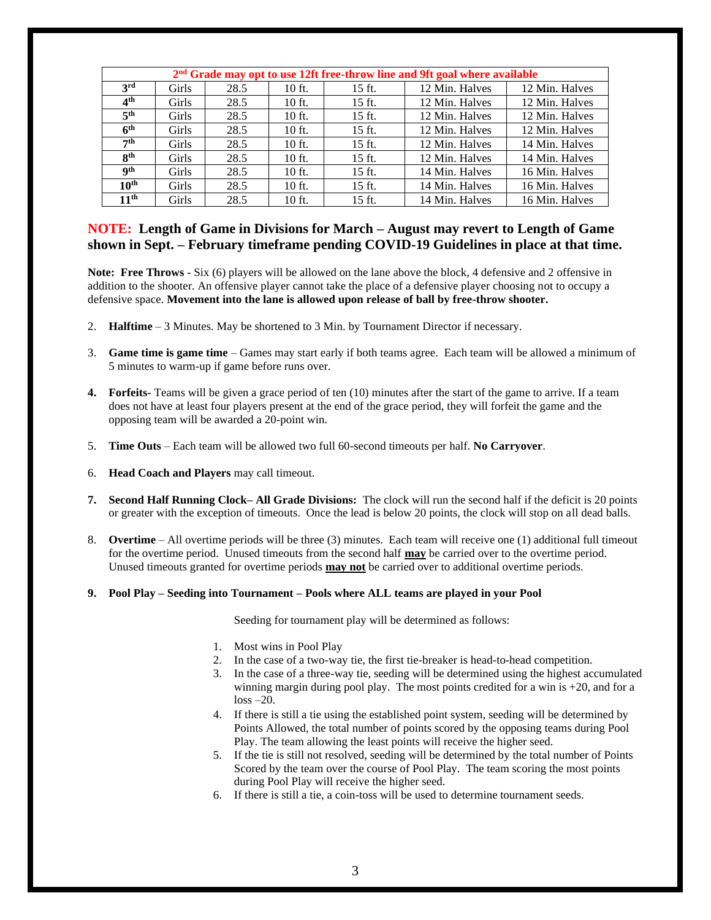| 2nd Grade may opt to use 12ft free-throw line and 9ft goal where available | | | | | | |
|---|---|---|---|---|---|---|
| **3rd** | Girls | 28.5 | 10 ft. | 15 ft. | 12 Min. Halves | 12 Min. Halves |
| **4th** | Girls | 28.5 | 10 ft. | 15 ft. | 12 Min. Halves | 12 Min. Halves |
| **5th** | Girls | 28.5 | 10 ft. | 15 ft. | 12 Min. Halves | 12 Min. Halves |
| **6th** | Girls | 28.5 | 10 ft. | 15 ft. | 12 Min. Halves | 12 Min. Halves |
| **7th** | Girls | 28.5 | 10 ft. | 15 ft. | 12 Min. Halves | 14 Min. Halves |
| **8th** | Girls | 28.5 | 10 ft. | 15 ft. | 12 Min. Halves | 14 Min. Halves |
| **9th** | Girls | 28.5 | 10 ft. | 15 ft. | 14 Min. Halves | 16 Min. Halves |
| **10th** | Girls | 28.5 | 10 ft. | 15 ft. | 14 Min. Halves | 16 Min. Halves |
| **11th** | Girls | 28.5 | 10 ft. | 15 ft. | 14 Min. Halves | 16 Min. Halves |

**NOTE: Length of Game in Divisions for March – August may revert to Length of Game shown in Sept. – February timeframe pending COVID-19 Guidelines in place at that time.**

**Note: Free Throws** - Six (6) players will be allowed on the lane above the block, 4 defensive and 2 offensive in addition to the shooter. An offensive player cannot take the place of a defensive player choosing not to occupy a defensive space. **Movement into the lane is allowed upon release of ball by free-throw shooter.**

2. **Halftime** – 3 Minutes. May be shortened to 3 Min. by Tournament Director if necessary.

3. **Game time is game time** – Games may start early if both teams agree. Each team will be allowed a minimum of 5 minutes to warm-up if game before runs over.

4. **Forfeits-** Teams will be given a grace period of ten (10) minutes after the start of the game to arrive. If a team does not have at least four players present at the end of the grace period, they will forfeit the game and the opposing team will be awarded a 20-point win.

5. **Time Outs** – Each team will be allowed two full 60-second timeouts per half. **No Carryover**.

6. **Head Coach and Players** may call timeout.

7. **Second Half Running Clock– All Grade Divisions:** The clock will run the second half if the deficit is 20 points or greater with the exception of timeouts. Once the lead is below 20 points, the clock will stop on all dead balls.

8. **Overtime** – All overtime periods will be three (3) minutes. Each team will receive one (1) additional full timeout for the overtime period. Unused timeouts from the second half **may** be carried over to the overtime period. Unused timeouts granted for overtime periods **may not** be carried over to additional overtime periods.

9. **Pool Play – Seeding into Tournament – Pools where ALL teams are played in your Pool**

   Seeding for tournament play will be determined as follows:

   1. Most wins in Pool Play
   2. In the case of a two-way tie, the first tie-breaker is head-to-head competition.
   3. In the case of a three-way tie, seeding will be determined using the highest accumulated winning margin during pool play. The most points credited for a win is +20, and for a loss –20.
   4. If there is still a tie using the established point system, seeding will be determined by Points Allowed, the total number of points scored by the opposing teams during Pool Play. The team allowing the least points will receive the higher seed.
   5. If the tie is still not resolved, seeding will be determined by the total number of Points Scored by the team over the course of Pool Play. The team scoring the most points during Pool Play will receive the higher seed.
   6. If there is still a tie, a coin-toss will be used to determine tournament seeds.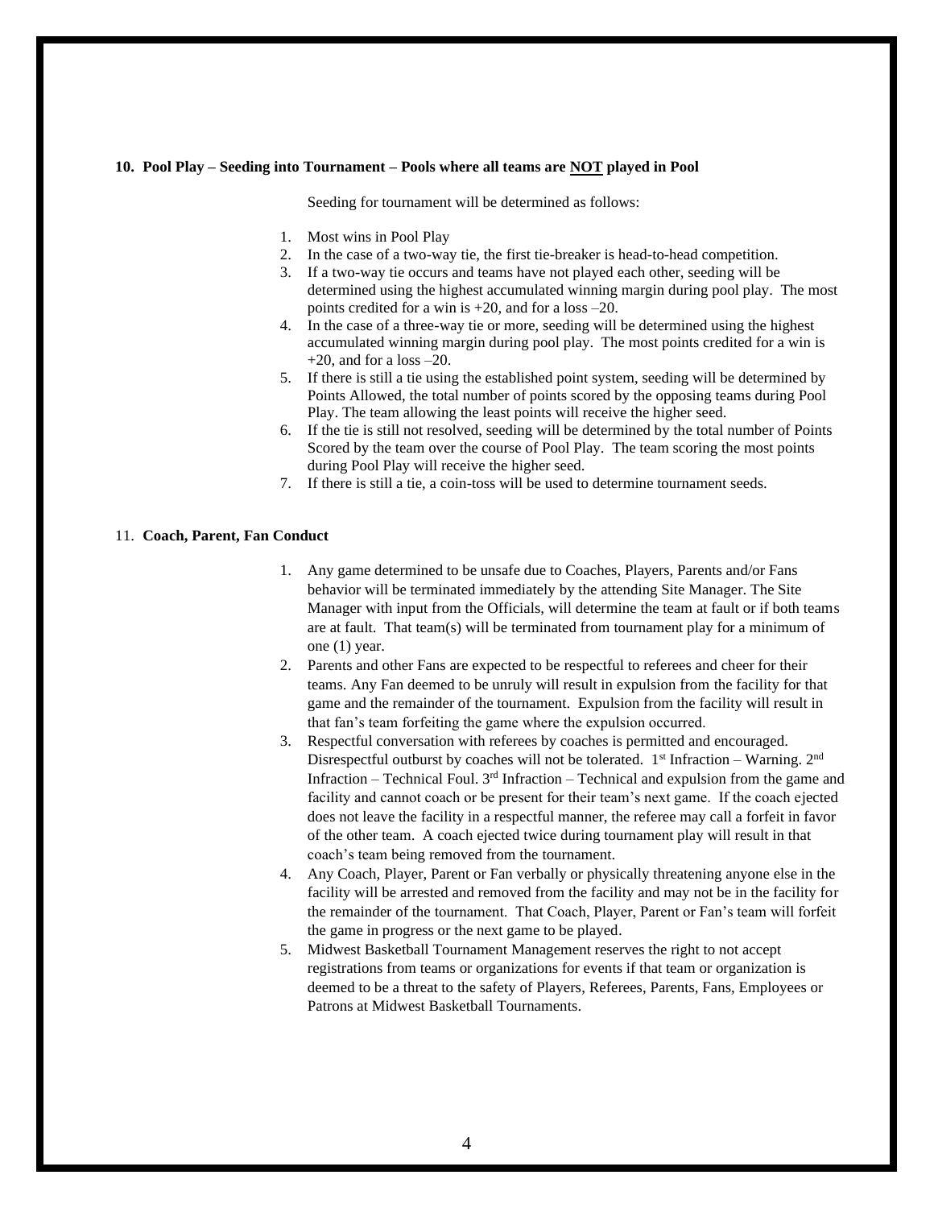## 10. Pool Play – Seeding into Tournament – Pools where all teams are NOT played in Pool

Seeding for tournament will be determined as follows:

1. Most wins in Pool Play
2. In the case of a two-way tie, the first tie-breaker is head-to-head competition.
3. If a two-way tie occurs and teams have not played each other, seeding will be determined using the highest accumulated winning margin during pool play. The most points credited for a win is +20, and for a loss –20.
4. In the case of a three-way tie or more, seeding will be determined using the highest accumulated winning margin during pool play. The most points credited for a win is +20, and for a loss –20.
5. If there is still a tie using the established point system, seeding will be determined by Points Allowed, the total number of points scored by the opposing teams during Pool Play. The team allowing the least points will receive the higher seed.
6. If the tie is still not resolved, seeding will be determined by the total number of Points Scored by the team over the course of Pool Play. The team scoring the most points during Pool Play will receive the higher seed.
7. If there is still a tie, a coin-toss will be used to determine tournament seeds.

## 11. Coach, Parent, Fan Conduct

1. Any game determined to be unsafe due to Coaches, Players, Parents and/or Fans behavior will be terminated immediately by the attending Site Manager. The Site Manager with input from the Officials, will determine the team at fault or if both teams are at fault. That team(s) will be terminated from tournament play for a minimum of one (1) year.
2. Parents and other Fans are expected to be respectful to referees and cheer for their teams. Any Fan deemed to be unruly will result in expulsion from the facility for that game and the remainder of the tournament. Expulsion from the facility will result in that fan's team forfeiting the game where the expulsion occurred.
3. Respectful conversation with referees by coaches is permitted and encouraged. Disrespectful outburst by coaches will not be tolerated. 1st Infraction – Warning. 2nd Infraction – Technical Foul. 3rd Infraction – Technical and expulsion from the game and facility and cannot coach or be present for their team's next game. If the coach ejected does not leave the facility in a respectful manner, the referee may call a forfeit in favor of the other team. A coach ejected twice during tournament play will result in that coach's team being removed from the tournament.
4. Any Coach, Player, Parent or Fan verbally or physically threatening anyone else in the facility will be arrested and removed from the facility and may not be in the facility for the remainder of the tournament. That Coach, Player, Parent or Fan's team will forfeit the game in progress or the next game to be played.
5. Midwest Basketball Tournament Management reserves the right to not accept registrations from teams or organizations for events if that team or organization is deemed to be a threat to the safety of Players, Referees, Parents, Fans, Employees or Patrons at Midwest Basketball Tournaments.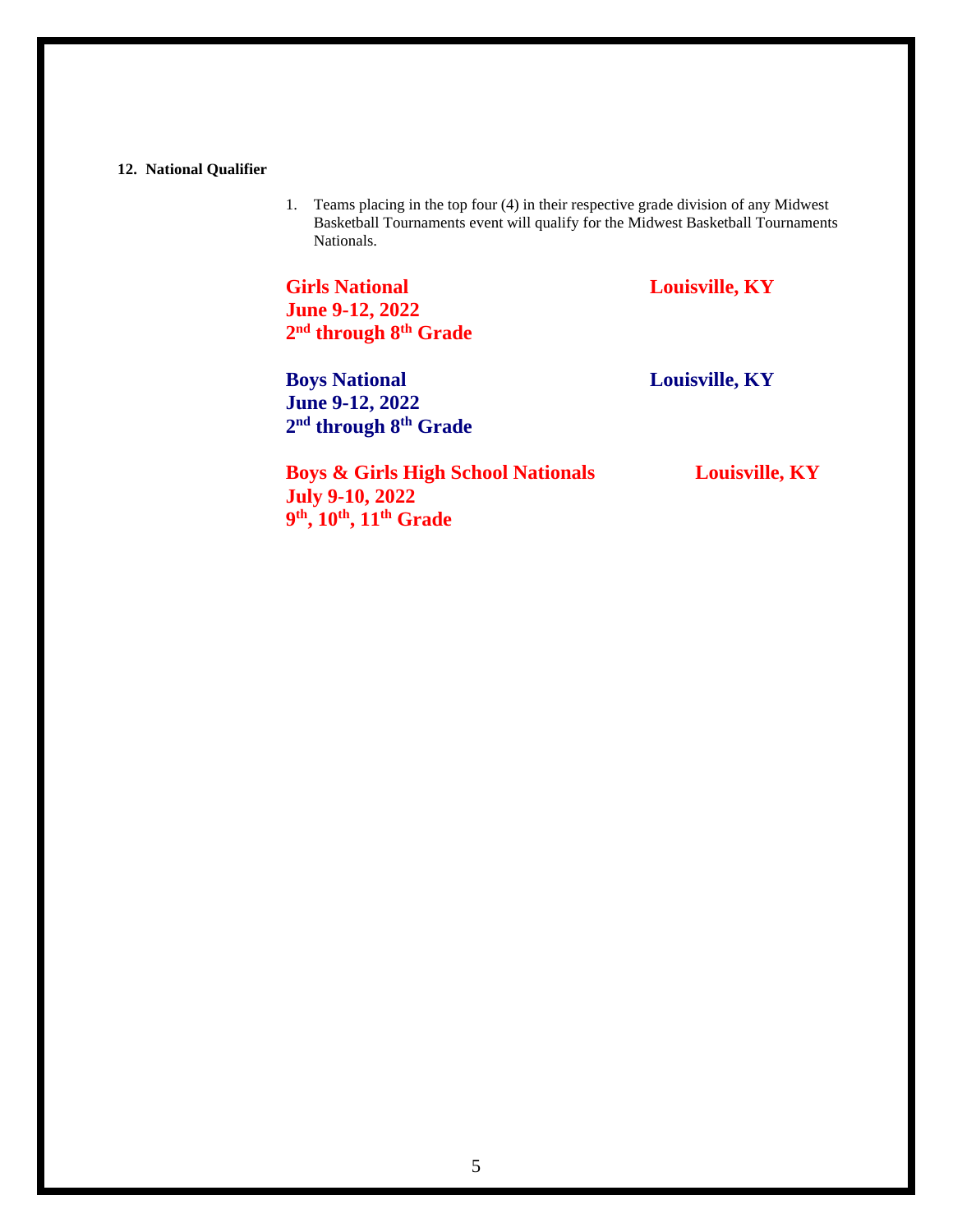**12. National Qualifier**

1. Teams placing in the top four (4) in their respective grade division of any Midwest Basketball Tournaments event will qualify for the Midwest Basketball Tournaments Nationals.

**Girls National** **Louisville, KY**
**June 9-12, 2022**
**2nd through 8th Grade**

**Boys National** **Louisville, KY**
**June 9-12, 2022**
**2nd through 8th Grade**

**Boys & Girls High School Nationals** **Louisville, KY**
**July 9-10, 2022**
**9th, 10th, 11th Grade**